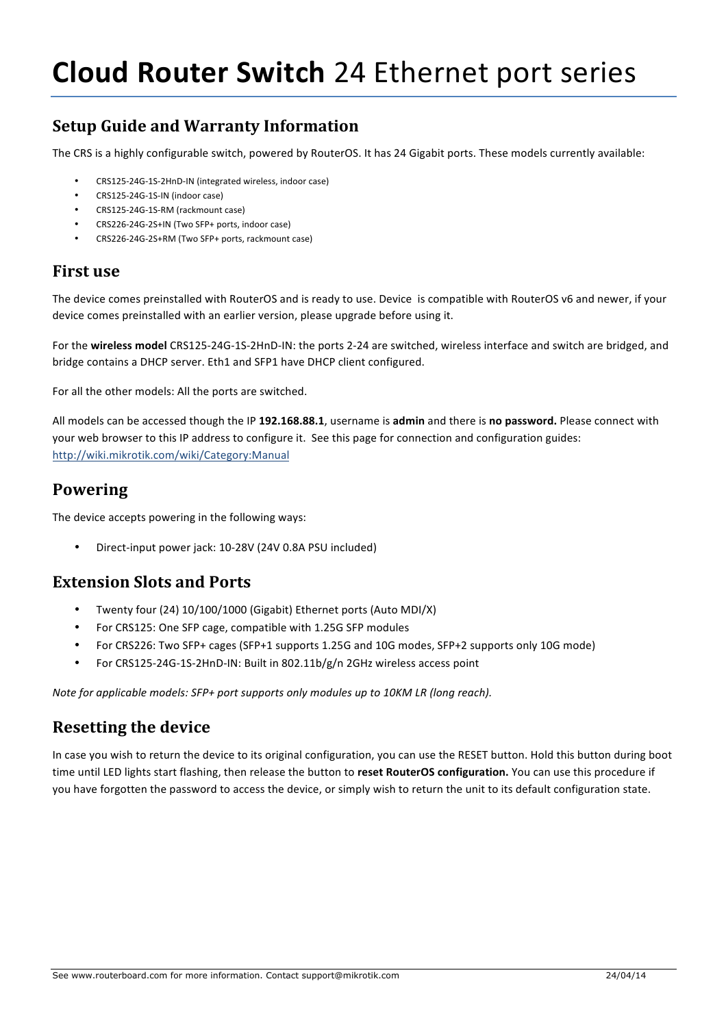# **Cloud Router Switch** 24 Ethernet port series

## Setup Guide and Warranty Information

The CRS is a highly configurable switch, powered by RouterOS. It has 24 Gigabit ports. These models currently available:

- CRS125-24G-1S-2HnD-IN (integrated wireless, indoor case)
- CRS125-24G-1S-IN (indoor case)
- CRS125-24G-1S-RM (rackmount case)
- CRS226-24G-2S+IN (Two SFP+ ports, indoor case)
- CRS226-24G-2S+RM (Two SFP+ ports, rackmount case)

## First use

The device comes preinstalled with RouterOS and is ready to use. Device is compatible with RouterOS v6 and newer, if your device comes preinstalled with an earlier version, please upgrade before using it.

For the **wireless model** CRS125-24G-1S-2HnD-IN: the ports 2-24 are switched, wireless interface and switch are bridged, and bridge contains a DHCP server. Eth1 and SFP1 have DHCP client configured.

For all the other models: All the ports are switched.

All models can be accessed though the IP **192.168.88.1**, username is **admin** and there is **no password.** Please connect with your web browser to this IP address to configure it. See this page for connection and configuration guides: http://wiki.mikrotik.com/wiki/Category:Manual

## Powering

The device accepts powering in the following ways:

- Direct-input power jack: 10-28V (24V 0.8A PSU included)

## Extension Slots and Ports

- Twenty four (24) 10/100/1000 (Gigabit) Ethernet ports (Auto MDI/X)
- For CRS125: One SFP cage, compatible with 1.25G SFP modules
- For CRS226: Two SFP+ cages (SFP+1 supports 1.25G and 10G modes, SFP+2 supports only 10G mode)
- For CRS125-24G-1S-2HnD-IN: Built in 802.11b/g/n 2GHz wireless access point

*Note for applicable models: SFP+ port supports only modules up to 10KM LR (long reach).*

## Resetting the device

In case you wish to return the device to its original configuration, you can use the RESET button. Hold this button during boot time until LED lights start flashing, then release the button to **reset RouterOS configuration.** You can use this procedure if you have forgotten the password to access the device, or simply wish to return the unit to its default configuration state.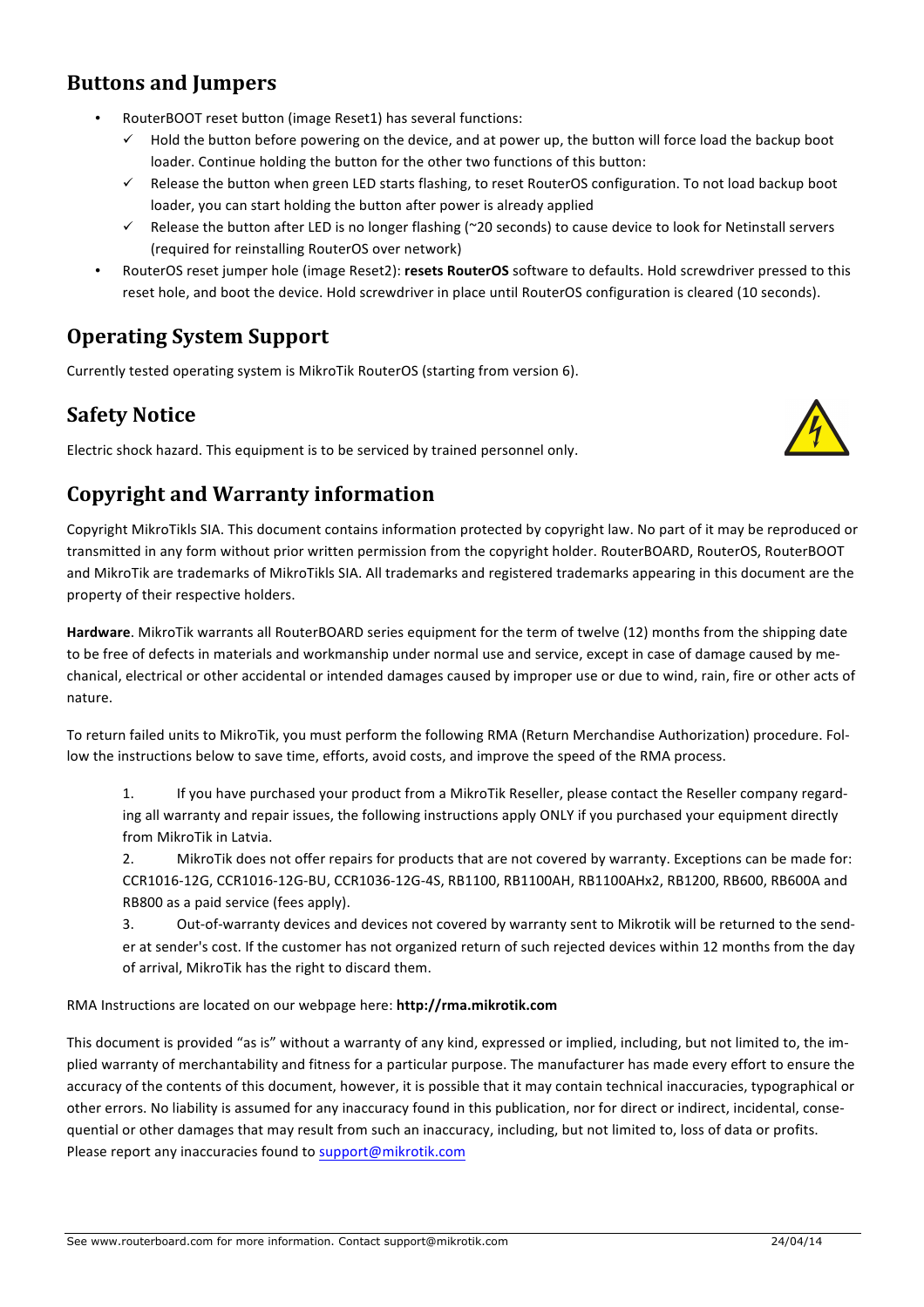## Buttons and Jumpers

- RouterBOOT reset button (image Reset1) has several functions:
  - ✓ Hold the button before powering on the device, and at power up, the button will force load the backup boot loader. Continue holding the button for the other two functions of this button:
  - ✓ Release the button when green LED starts flashing, to reset RouterOS configuration. To not load backup boot loader, you can start holding the button after power is already applied
  - ✓ Release the button after LED is no longer flashing (~20 seconds) to cause device to look for Netinstall servers (required for reinstalling RouterOS over network)
- RouterOS reset jumper hole (image Reset2): **resets RouterOS** software to defaults. Hold screwdriver pressed to this reset hole, and boot the device. Hold screwdriver in place until RouterOS configuration is cleared (10 seconds).

## Operating System Support

Currently tested operating system is MikroTik RouterOS (starting from version 6).

## Safety Notice

Electric shock hazard. This equipment is to be serviced by trained personnel only.

## Copyright and Warranty information

Copyright MikroTikls SIA. This document contains information protected by copyright law. No part of it may be reproduced or transmitted in any form without prior written permission from the copyright holder. RouterBOARD, RouterOS, RouterBOOT and MikroTik are trademarks of MikroTikls SIA. All trademarks and registered trademarks appearing in this document are the property of their respective holders.

**Hardware**. MikroTik warrants all RouterBOARD series equipment for the term of twelve (12) months from the shipping date to be free of defects in materials and workmanship under normal use and service, except in case of damage caused by mechanical, electrical or other accidental or intended damages caused by improper use or due to wind, rain, fire or other acts of nature.

To return failed units to MikroTik, you must perform the following RMA (Return Merchandise Authorization) procedure. Follow the instructions below to save time, efforts, avoid costs, and improve the speed of the RMA process.

1. If you have purchased your product from a MikroTik Reseller, please contact the Reseller company regarding all warranty and repair issues, the following instructions apply ONLY if you purchased your equipment directly from MikroTik in Latvia.
2. MikroTik does not offer repairs for products that are not covered by warranty. Exceptions can be made for: CCR1016-12G, CCR1016-12G-BU, CCR1036-12G-4S, RB1100, RB1100AH, RB1100AHx2, RB1200, RB600, RB600A and RB800 as a paid service (fees apply).
3. Out-of-warranty devices and devices not covered by warranty sent to Mikrotik will be returned to the sender at sender's cost. If the customer has not organized return of such rejected devices within 12 months from the day of arrival, MikroTik has the right to discard them.

RMA Instructions are located on our webpage here: **http://rma.mikrotik.com**

This document is provided "as is" without a warranty of any kind, expressed or implied, including, but not limited to, the implied warranty of merchantability and fitness for a particular purpose. The manufacturer has made every effort to ensure the accuracy of the contents of this document, however, it is possible that it may contain technical inaccuracies, typographical or other errors. No liability is assumed for any inaccuracy found in this publication, nor for direct or indirect, incidental, consequential or other damages that may result from such an inaccuracy, including, but not limited to, loss of data or profits. Please report any inaccuracies found to support@mikrotik.com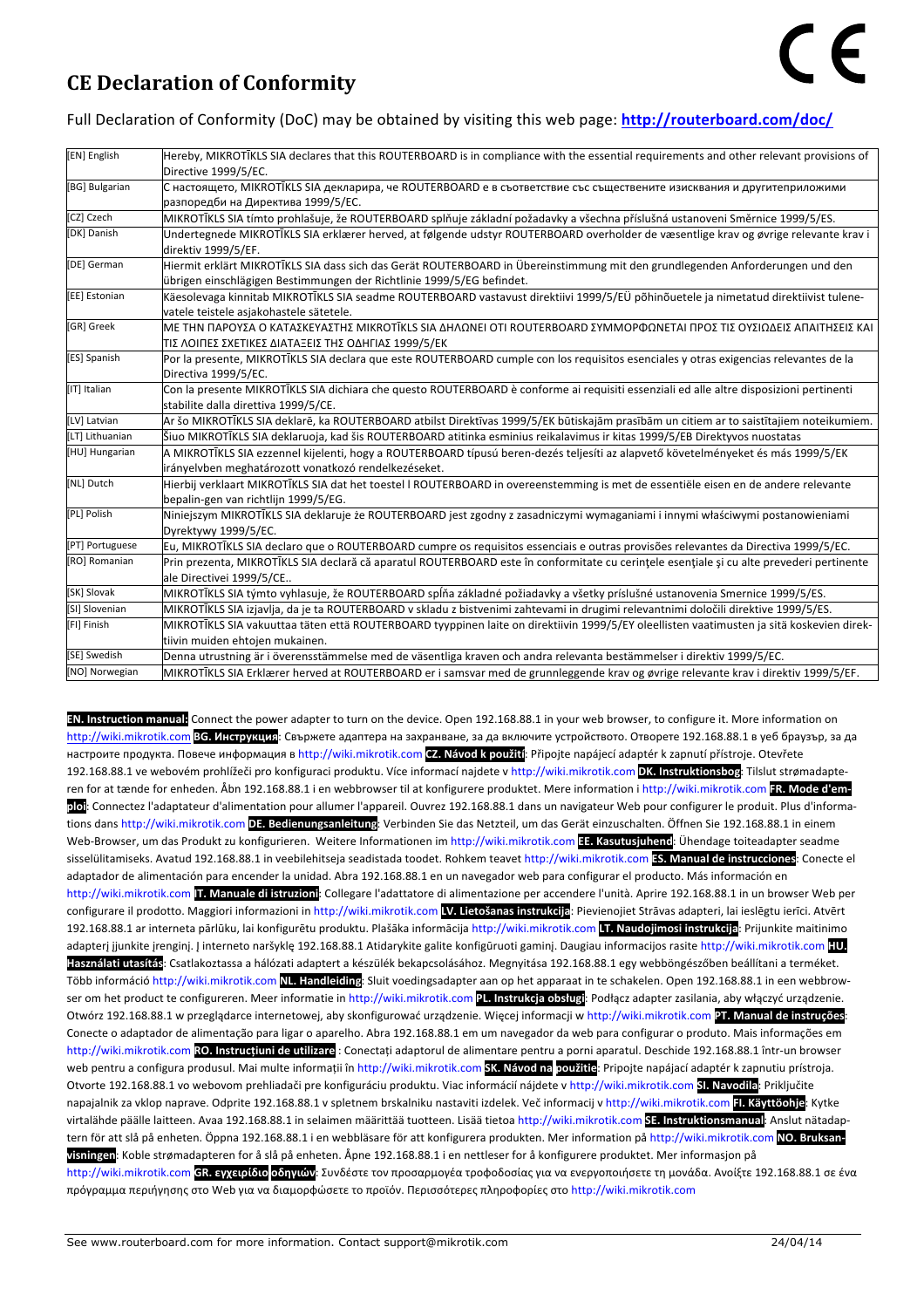# CE Declaration of Conformity

CE

Full Declaration of Conformity (DoC) may be obtained by visiting this web page: **http://routerboard.com/doc/**

| | |
|---|---|
| [EN] English | Hereby, MIKROTĪKLS SIA declares that this ROUTERBOARD is in compliance with the essential requirements and other relevant provisions of Directive 1999/5/EC. |
| [BG] Bulgarian | С настоящето, MIKROTĪKLS SIA декларира, че ROUTERBOARD е в съответствие със съществените изисквания и другитеприложими разпоредби на Директива 1999/5/ЕС. |
| [CZ] Czech | MIKROTĪKLS SIA tímto prohlašuje, že ROUTERBOARD splňuje základní požadavky a všechna příslušná ustanoveni Směrnice 1999/5/ES. |
| [DK] Danish | Undertegnede MIKROTĪKLS SIA erklærer herved, at følgende udstyr ROUTERBOARD overholder de væsentlige krav og øvrige relevante krav i direktiv 1999/5/EF. |
| [DE] German | Hiermit erklärt MIKROTĪKLS SIA dass sich das Gerät ROUTERBOARD in Übereinstimmung mit den grundlegenden Anforderungen und den übrigen einschlägigen Bestimmungen der Richtlinie 1999/5/EG befindet. |
| [EE] Estonian | Käesolevaga kinnitab MIKROTĪKLS SIA seadme ROUTERBOARD vastavust direktiivi 1999/5/EÜ põhinõuetele ja nimetatud direktiivist tulenevatele teistele asjakohastele sätetele. |
| [GR] Greek | ΜΕ ΤΗΝ ΠΑΡΟΥΣΑ Ο ΚΑΤΑΣΚΕΥΑΣΤΗΣ MIKROTĪKLS SIA ΔΗΛΩΝΕΙ ΟΤΙ ROUTERBOARD ΣΥΜΜΟΡΦΩΝΕΤΑΙ ΠΡΟΣ ΤΙΣ ΟΥΣΙΩΔΕΙΣ ΑΠΑΙΤΗΣΕΙΣ ΚΑΙ ΤΙΣ ΛΟΙΠΕΣ ΣΧΕΤΙΚΕΣ ΔΙΑΤΑΞΕΙΣ ΤΗΣ ΟΔΗΓΙΑΣ 1999/5/ΕΚ |
| [ES] Spanish | Por la presente, MIKROTĪKLS SIA declara que este ROUTERBOARD cumple con los requisitos esenciales y otras exigencias relevantes de la Directiva 1999/5/EC. |
| [IT] Italian | Con la presente MIKROTĪKLS SIA dichiara che questo ROUTERBOARD è conforme ai requisiti essenziali ed alle altre disposizioni pertinenti stabilite dalla direttiva 1999/5/CE. |
| [LV] Latvian | Ar šo MIKROTĪKLS SIA deklarē, ka ROUTERBOARD atbilst Direktīvas 1999/5/EK būtiskajām prasībām un citiem ar to saistītajiem noteikumiem. |
| [LT] Lithuanian | Šiuo MIKROTĪKLS SIA deklaruoja, kad šis ROUTERBOARD atitinka esminius reikalavimus ir kitas 1999/5/EB Direktyvos nuostatas |
| [HU] Hungarian | A MIKROTĪKLS SIA ezzennel kijelenti, hogy a ROUTERBOARD típusú beren-dezés teljesíti az alapvető követelményeket és más 1999/5/EK irányelvben meghatározott vonatkozó rendelkezéseket. |
| [NL] Dutch | Hierbij verklaart MIKROTĪKLS SIA dat het toestel l ROUTERBOARD in overeenstemming is met de essentiële eisen en de andere relevante bepalin-gen van richtlijn 1999/5/EG. |
| [PL] Polish | Niniejszym MIKROTĪKLS SIA deklaruje że ROUTERBOARD jest zgodny z zasadniczymi wymaganiami i innymi właściwymi postanowieniami Dyrektywy 1999/5/EC. |
| [PT] Portuguese | Eu, MIKROTĪKLS SIA declaro que o ROUTERBOARD cumpre os requisitos essenciais e outras provisões relevantes da Directiva 1999/5/EC. |
| [RO] Romanian | Prin prezenta, MIKROTĪKLS SIA declară că aparatul ROUTERBOARD este în conformitate cu cerinţele esenţiale şi cu alte prevederi pertinente ale Directivei 1999/5/CE.. |
| [SK] Slovak | MIKROTĪKLS SIA týmto vyhlasuje, že ROUTERBOARD spĺňa základné požiadavky a všetky príslušné ustanovenia Smernice 1999/5/ES. |
| [SI] Slovenian | MIKROTĪKLS SIA izjavlja, da je ta ROUTERBOARD v skladu z bistvenimi zahtevami in drugimi relevantnimi določili direktive 1999/5/ES. |
| [FI] Finish | MIKROTĪKLS SIA vakuuttaa täten että ROUTERBOARD tyyppinen laite on direktiivin 1999/5/EY oleellisten vaatimusten ja sitä koskevien direktiivin muiden ehtojen mukainen. |
| [SE] Swedish | Denna utrustning är i överensstämmelse med de väsentliga kraven och andra relevanta bestämmelser i direktiv 1999/5/EC. |
| [NO] Norwegian | MIKROTĪKLS SIA Erklærer herved at ROUTERBOARD er i samsvar med de grunnleggende krav og øvrige relevante krav i direktiv 1999/5/EF. |

**EN. Instruction manual:** Connect the power adapter to turn on the device. Open 192.168.88.1 in your web browser, to configure it. More information on http://wiki.mikrotik.com **BG. Инструкция**: Свържете адаптера на захранване, за да включите устройството. Отворете 192.168.88.1 в уеб браузър, за да настроите продукта. Повече информация в http://wiki.mikrotik.com **CZ. Návod k použití**: Připojte napájecí adaptér k zapnutí přístroje. Otevřete 192.168.88.1 ve webovém prohlížeči pro konfiguraci produktu. Více informací najdete v http://wiki.mikrotik.com **DK. Instruktionsbog**: Tilslut strømadapteren for at tænde for enheden. Åbn 192.168.88.1 i en webbrowser til at konfigurere produktet. Mere information i http://wiki.mikrotik.com **FR. Mode d'emploi**: Connectez l'adaptateur d'alimentation pour allumer l'appareil. Ouvrez 192.168.88.1 dans un navigateur Web pour configurer le produit. Plus d'informations dans http://wiki.mikrotik.com **DE. Bedienungsanleitung**: Verbinden Sie das Netzteil, um das Gerät einzuschalten. Öffnen Sie 192.168.88.1 in einem Web-Browser, um das Produkt zu konfigurieren. Weitere Informationen im http://wiki.mikrotik.com **EE. Kasutusjuhend**: Ühendage toiteadapter seadme sisselülitamiseks. Avatud 192.168.88.1 in veebilehitseja seadistada toodet. Rohkem teavet http://wiki.mikrotik.com **ES. Manual de instrucciones**: Conecte el adaptador de alimentación para encender la unidad. Abra 192.168.88.1 en un navegador web para configurar el producto. Más información en http://wiki.mikrotik.com **IT. Manuale di istruzioni**: Collegare l'adattatore di alimentazione per accendere l'unità. Aprire 192.168.88.1 in un browser Web per configurare il prodotto. Maggiori informazioni in http://wiki.mikrotik.com **LV. Lietošanas instrukcija**: Pievienojiet Strāvas adapteri, lai ieslēgtu ierīci. Atvērt 192.168.88.1 ar interneta pārlūku, lai konfigurētu produktu. Plašāka informācija http://wiki.mikrotik.com **LT. Naudojimosi instrukcija**: Prijunkite maitinimo adapterį įjunkite įrenginį. Į interneto naršyklę 192.168.88.1 Atidarykite galite konfigūruoti gaminį. Daugiau informacijos rasite http://wiki.mikrotik.com **HU. Használati utasítás**: Csatlakoztassa a hálózati adaptert a készülék bekapcsolásához. Megnyitása 192.168.88.1 egy webböngészőben beállítani a terméket. Több információ http://wiki.mikrotik.com **NL. Handleiding**: Sluit voedingsadapter aan op het apparaat in te schakelen. Open 192.168.88.1 in een webbrowser om het product te configureren. Meer informatie in http://wiki.mikrotik.com **PL. Instrukcja obsługi**: Podłącz adapter zasilania, aby włączyć urządzenie. Otwórz 192.168.88.1 w przeglądarce internetowej, aby skonfigurować urządzenie. Więcej informacji w http://wiki.mikrotik.com **PT. Manual de instruções**: Conecte o adaptador de alimentação para ligar o aparelho. Abra 192.168.88.1 em um navegador da web para configurar o produto. Mais informações em http://wiki.mikrotik.com **RO. Instrucţiuni de utilizare** : Conectaţi adaptorul de alimentare pentru a porni aparatul. Deschide 192.168.88.1 într-un browser web pentru a configura produsul. Mai multe informaţii în http://wiki.mikrotik.com **SK. Návod na použitie**: Pripojte napájací adaptér k zapnutiu prístroja. Otvorte 192.168.88.1 vo webovom prehliadači pre konfiguráciu produktu. Viac informácií nájdete v http://wiki.mikrotik.com **SI. Navodila**: Priključite napajalnik za vklop naprave. Odprite 192.168.88.1 v spletnem brskalniku nastaviti izdelek. Več informacij v http://wiki.mikrotik.com **FI. Käyttöohje**: Kytke virtalähde päälle laitteen. Avaa 192.168.88.1 in selaimen määrittää tuotteen. Lisää tietoa http://wiki.mikrotik.com **SE. Instruktionsmanual**: Anslut nätadaptern för att slå på enheten. Öppna 192.168.88.1 i en webbläsare för att konfigurera produkten. Mer information på http://wiki.mikrotik.com **NO. Bruksanvisningen**: Koble strømadapteren for å slå på enheten. Åpne 192.168.88.1 i en nettleser for å konfigurere produktet. Mer informasjon på http://wiki.mikrotik.com **GR. εγχειρίδιο οδηγιών**: Συνδέστε τον προσαρμογέα τροφοδοσίας για να ενεργοποιήσετε τη μονάδα. Ανοίξτε 192.168.88.1 σε ένα πρόγραμμα περιήγησης στο Web για να διαμορφώσετε το προϊόν. Περισσότερες πληροφορίες στο http://wiki.mikrotik.com

See www.routerboard.com for more information. Contact support@mikrotik.com 24/04/14